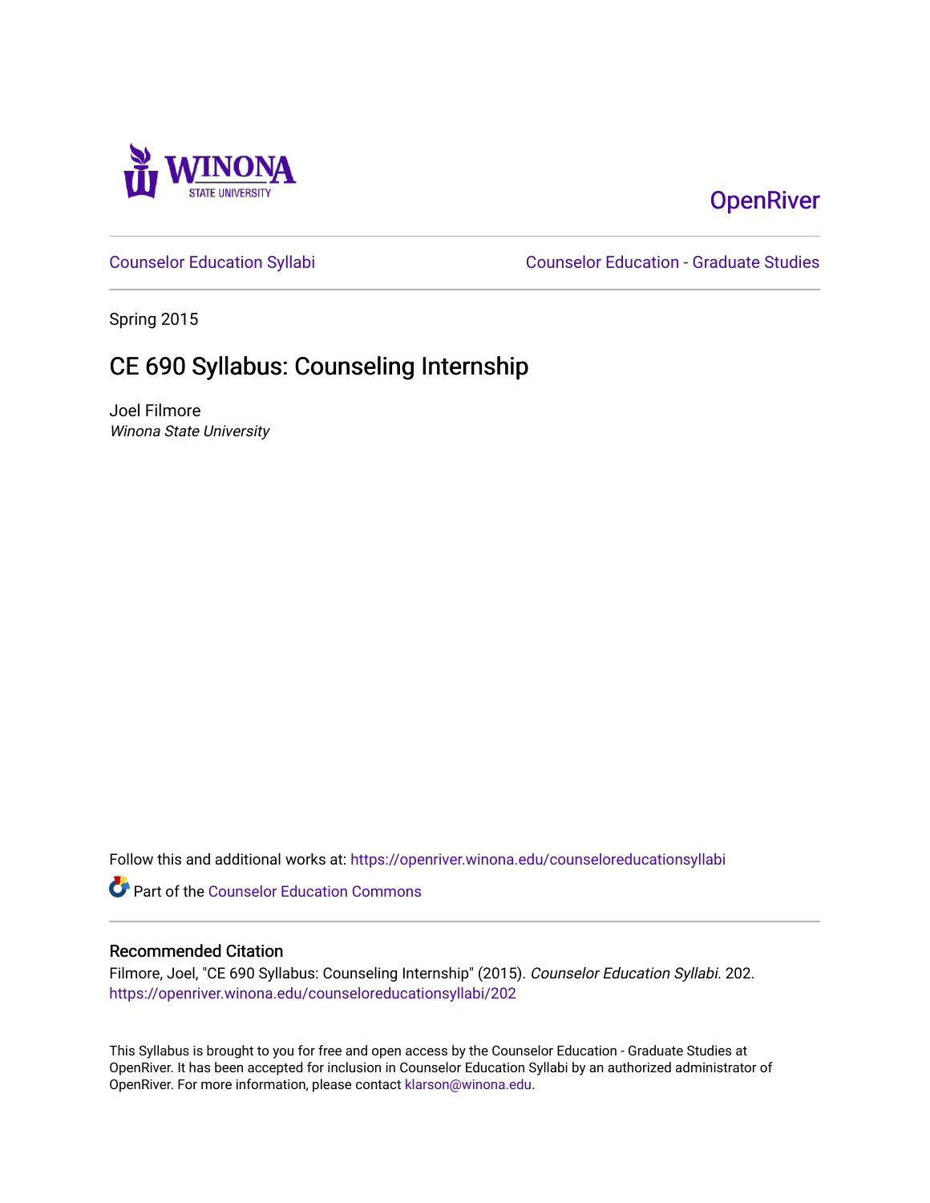WINONA STATE UNIVERSITY

OpenRiver

Counselor Education Syllabi

Counselor Education - Graduate Studies

Spring 2015

# CE 690 Syllabus: Counseling Internship

Joel Filmore
*Winona State University*

Follow this and additional works at: https://openriver.winona.edu/counseloreducationsyllabi

Part of the Counselor Education Commons

## Recommended Citation

Filmore, Joel, "CE 690 Syllabus: Counseling Internship" (2015). *Counselor Education Syllabi*. 202.
https://openriver.winona.edu/counseloreducationsyllabi/202

This Syllabus is brought to you for free and open access by the Counselor Education - Graduate Studies at OpenRiver. It has been accepted for inclusion in Counselor Education Syllabi by an authorized administrator of OpenRiver. For more information, please contact klarson@winona.edu.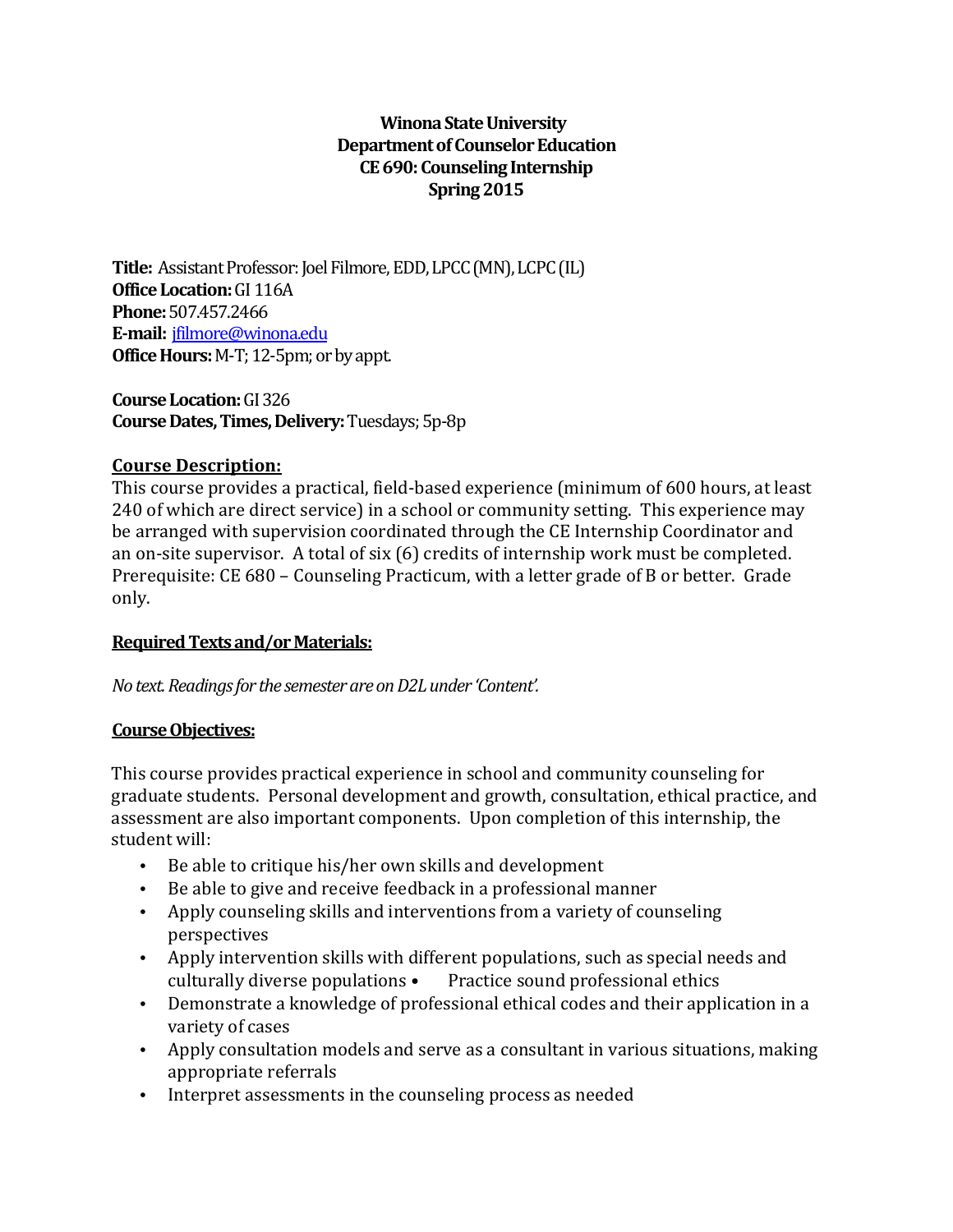**Winona State University**
**Department of Counselor Education**
**CE 690: Counseling Internship**
**Spring 2015**

**Title:** Assistant Professor: Joel Filmore, EDD, LPCC (MN), LCPC (IL)
**Office Location:** GI 116A
**Phone:** 507.457.2466
**E-mail:** jfilmore@winona.edu
**Office Hours:** M-T; 12-5pm; or by appt.

**Course Location:** GI 326
**Course Dates, Times, Delivery:** Tuesdays; 5p-8p

## Course Description:

This course provides a practical, field-based experience (minimum of 600 hours, at least 240 of which are direct service) in a school or community setting. This experience may be arranged with supervision coordinated through the CE Internship Coordinator and an on-site supervisor. A total of six (6) credits of internship work must be completed. Prerequisite: CE 680 – Counseling Practicum, with a letter grade of B or better. Grade only.

## Required Texts and/or Materials:

*No text. Readings for the semester are on D2L under 'Content'.*

## Course Objectives:

This course provides practical experience in school and community counseling for graduate students. Personal development and growth, consultation, ethical practice, and assessment are also important components. Upon completion of this internship, the student will:

- Be able to critique his/her own skills and development
- Be able to give and receive feedback in a professional manner
- Apply counseling skills and interventions from a variety of counseling perspectives
- Apply intervention skills with different populations, such as special needs and culturally diverse populations • Practice sound professional ethics
- Demonstrate a knowledge of professional ethical codes and their application in a variety of cases
- Apply consultation models and serve as a consultant in various situations, making appropriate referrals
- Interpret assessments in the counseling process as needed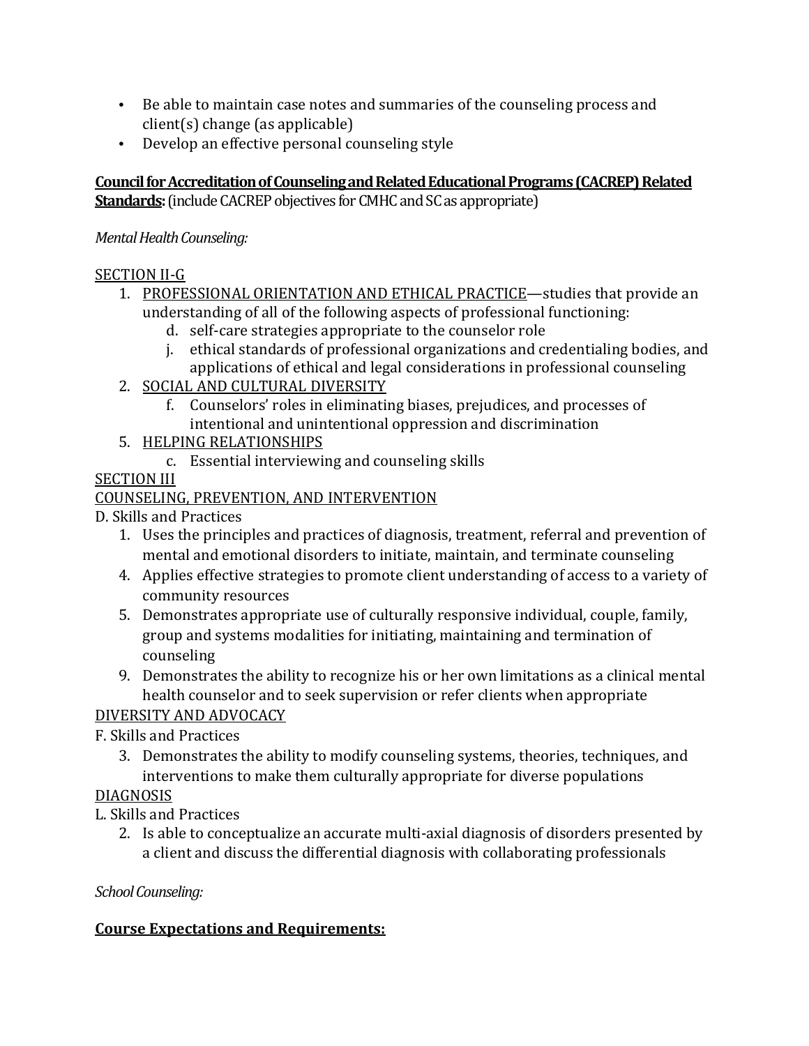- Be able to maintain case notes and summaries of the counseling process and client(s) change (as applicable)
- Develop an effective personal counseling style

**<u>Council for Accreditation of Counseling and Related Educational Programs (CACREP) Related Standards:</u>** (include CACREP objectives for CMHC and SC as appropriate)

*Mental Health Counseling:*

<u>SECTION II-G</u>

1. <u>PROFESSIONAL ORIENTATION AND ETHICAL PRACTICE</u>—studies that provide an understanding of all of the following aspects of professional functioning:
   - d. self-care strategies appropriate to the counselor role
   - j. ethical standards of professional organizations and credentialing bodies, and applications of ethical and legal considerations in professional counseling
2. <u>SOCIAL AND CULTURAL DIVERSITY</u>
   - f. Counselors' roles in eliminating biases, prejudices, and processes of intentional and unintentional oppression and discrimination
5. <u>HELPING RELATIONSHIPS</u>
   - c. Essential interviewing and counseling skills

<u>SECTION III</u>

<u>COUNSELING, PREVENTION, AND INTERVENTION</u>

D. Skills and Practices

1. Uses the principles and practices of diagnosis, treatment, referral and prevention of mental and emotional disorders to initiate, maintain, and terminate counseling
4. Applies effective strategies to promote client understanding of access to a variety of community resources
5. Demonstrates appropriate use of culturally responsive individual, couple, family, group and systems modalities for initiating, maintaining and termination of counseling
9. Demonstrates the ability to recognize his or her own limitations as a clinical mental health counselor and to seek supervision or refer clients when appropriate

<u>DIVERSITY AND ADVOCACY</u>

F. Skills and Practices

3. Demonstrates the ability to modify counseling systems, theories, techniques, and interventions to make them culturally appropriate for diverse populations

<u>DIAGNOSIS</u>

L. Skills and Practices

2. Is able to conceptualize an accurate multi-axial diagnosis of disorders presented by a client and discuss the differential diagnosis with collaborating professionals

*School Counseling:*

**<u>Course Expectations and Requirements:</u>**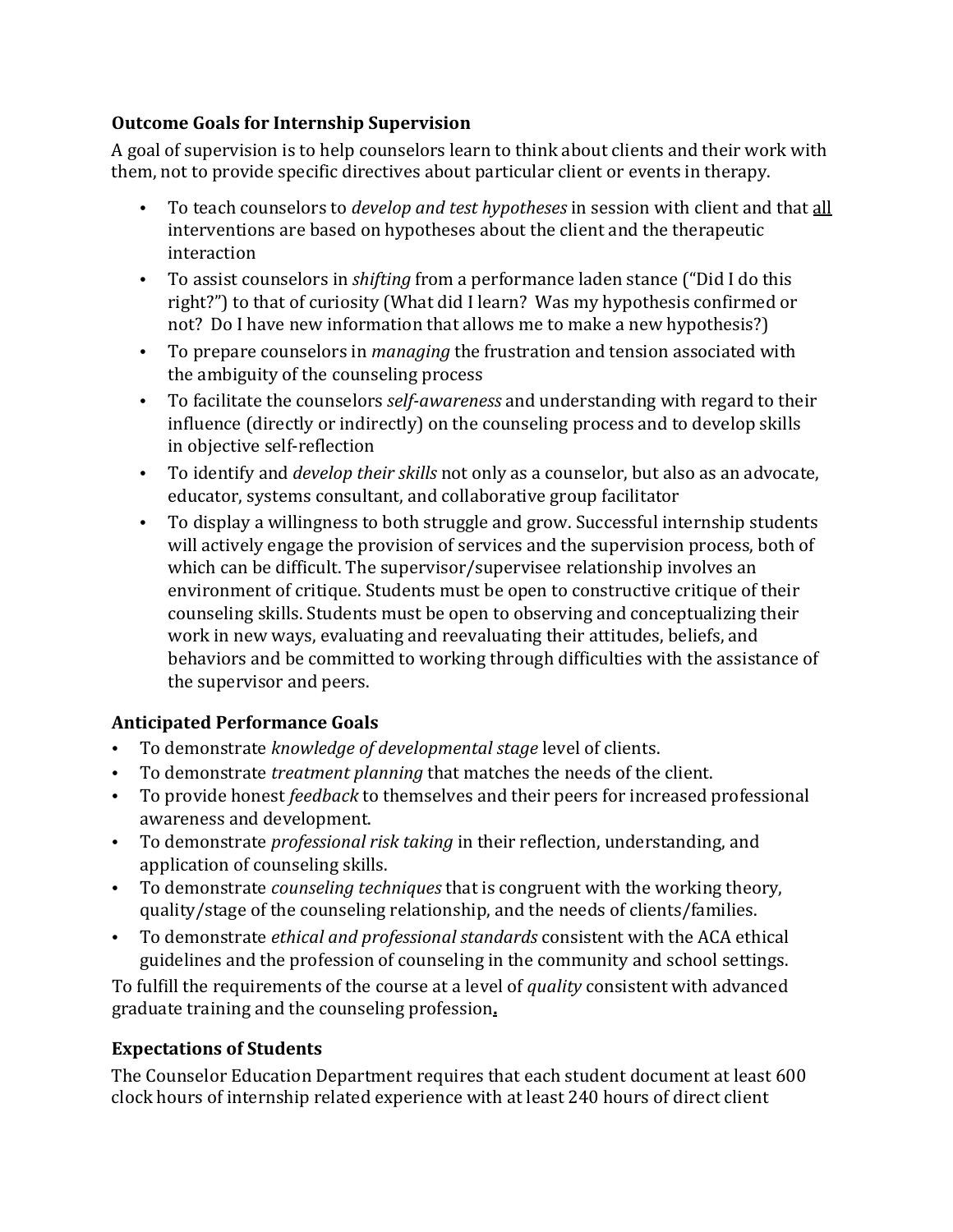### Outcome Goals for Internship Supervision

A goal of supervision is to help counselors learn to think about clients and their work with them, not to provide specific directives about particular client or events in therapy.

- To teach counselors to *develop and test hypotheses* in session with client and that <u>all</u> interventions are based on hypotheses about the client and the therapeutic interaction
- To assist counselors in *shifting* from a performance laden stance ("Did I do this right?") to that of curiosity (What did I learn? Was my hypothesis confirmed or not? Do I have new information that allows me to make a new hypothesis?)
- To prepare counselors in *managing* the frustration and tension associated with the ambiguity of the counseling process
- To facilitate the counselors *self-awareness* and understanding with regard to their influence (directly or indirectly) on the counseling process and to develop skills in objective self-reflection
- To identify and *develop their skills* not only as a counselor, but also as an advocate, educator, systems consultant, and collaborative group facilitator
- To display a willingness to both struggle and grow. Successful internship students will actively engage the provision of services and the supervision process, both of which can be difficult. The supervisor/supervisee relationship involves an environment of critique. Students must be open to constructive critique of their counseling skills. Students must be open to observing and conceptualizing their work in new ways, evaluating and reevaluating their attitudes, beliefs, and behaviors and be committed to working through difficulties with the assistance of the supervisor and peers.

### Anticipated Performance Goals

- To demonstrate *knowledge of developmental stage* level of clients.
- To demonstrate *treatment planning* that matches the needs of the client.
- To provide honest *feedback* to themselves and their peers for increased professional awareness and development.
- To demonstrate *professional risk taking* in their reflection, understanding, and application of counseling skills.
- To demonstrate *counseling techniques* that is congruent with the working theory, quality/stage of the counseling relationship, and the needs of clients/families.
- To demonstrate *ethical and professional standards* consistent with the ACA ethical guidelines and the profession of counseling in the community and school settings.

To fulfill the requirements of the course at a level of *quality* consistent with advanced graduate training and the counseling profession.

### Expectations of Students

The Counselor Education Department requires that each student document at least 600 clock hours of internship related experience with at least 240 hours of direct client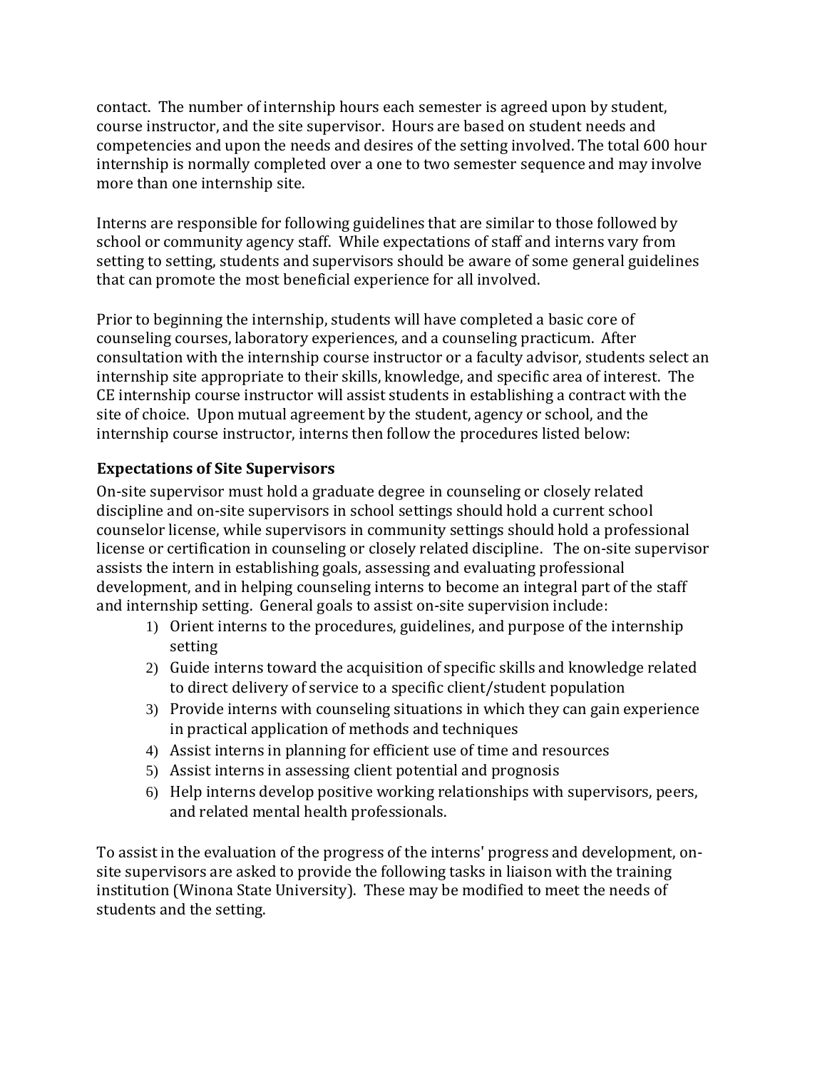contact. The number of internship hours each semester is agreed upon by student, course instructor, and the site supervisor. Hours are based on student needs and competencies and upon the needs and desires of the setting involved. The total 600 hour internship is normally completed over a one to two semester sequence and may involve more than one internship site.

Interns are responsible for following guidelines that are similar to those followed by school or community agency staff. While expectations of staff and interns vary from setting to setting, students and supervisors should be aware of some general guidelines that can promote the most beneficial experience for all involved.

Prior to beginning the internship, students will have completed a basic core of counseling courses, laboratory experiences, and a counseling practicum. After consultation with the internship course instructor or a faculty advisor, students select an internship site appropriate to their skills, knowledge, and specific area of interest. The CE internship course instructor will assist students in establishing a contract with the site of choice. Upon mutual agreement by the student, agency or school, and the internship course instructor, interns then follow the procedures listed below:

### Expectations of Site Supervisors

On-site supervisor must hold a graduate degree in counseling or closely related discipline and on-site supervisors in school settings should hold a current school counselor license, while supervisors in community settings should hold a professional license or certification in counseling or closely related discipline. The on-site supervisor assists the intern in establishing goals, assessing and evaluating professional development, and in helping counseling interns to become an integral part of the staff and internship setting. General goals to assist on-site supervision include:

1) Orient interns to the procedures, guidelines, and purpose of the internship setting
2) Guide interns toward the acquisition of specific skills and knowledge related to direct delivery of service to a specific client/student population
3) Provide interns with counseling situations in which they can gain experience in practical application of methods and techniques
4) Assist interns in planning for efficient use of time and resources
5) Assist interns in assessing client potential and prognosis
6) Help interns develop positive working relationships with supervisors, peers, and related mental health professionals.

To assist in the evaluation of the progress of the interns' progress and development, on-site supervisors are asked to provide the following tasks in liaison with the training institution (Winona State University). These may be modified to meet the needs of students and the setting.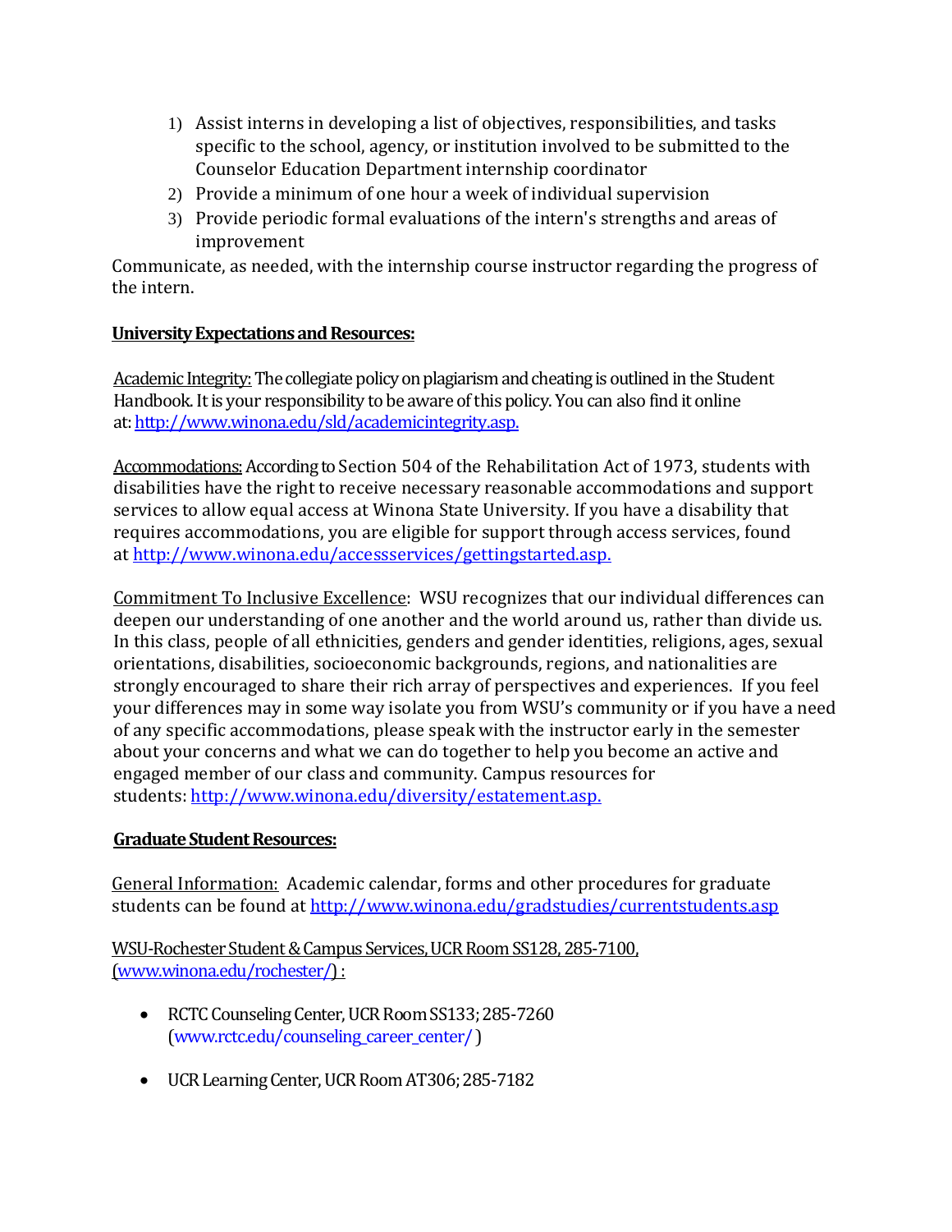1) Assist interns in developing a list of objectives, responsibilities, and tasks specific to the school, agency, or institution involved to be submitted to the Counselor Education Department internship coordinator
2) Provide a minimum of one hour a week of individual supervision
3) Provide periodic formal evaluations of the intern's strengths and areas of improvement

Communicate, as needed, with the internship course instructor regarding the progress of the intern.

**University Expectations and Resources:**

Academic Integrity: The collegiate policy on plagiarism and cheating is outlined in the Student Handbook. It is your responsibility to be aware of this policy. You can also find it online at: http://www.winona.edu/sld/academicintegrity.asp.

Accommodations: According to Section 504 of the Rehabilitation Act of 1973, students with disabilities have the right to receive necessary reasonable accommodations and support services to allow equal access at Winona State University. If you have a disability that requires accommodations, you are eligible for support through access services, found at http://www.winona.edu/accessservices/gettingstarted.asp.

Commitment To Inclusive Excellence: WSU recognizes that our individual differences can deepen our understanding of one another and the world around us, rather than divide us. In this class, people of all ethnicities, genders and gender identities, religions, ages, sexual orientations, disabilities, socioeconomic backgrounds, regions, and nationalities are strongly encouraged to share their rich array of perspectives and experiences. If you feel your differences may in some way isolate you from WSU's community or if you have a need of any specific accommodations, please speak with the instructor early in the semester about your concerns and what we can do together to help you become an active and engaged member of our class and community. Campus resources for students: http://www.winona.edu/diversity/estatement.asp.

**Graduate Student Resources:**

General Information: Academic calendar, forms and other procedures for graduate students can be found at http://www.winona.edu/gradstudies/currentstudents.asp

WSU-Rochester Student & Campus Services, UCR Room SS128, 285-7100, (www.winona.edu/rochester/) :

- RCTC Counseling Center, UCR Room SS133; 285-7260 (www.rctc.edu/counseling_career_center/ )
- UCR Learning Center, UCR Room AT306; 285-7182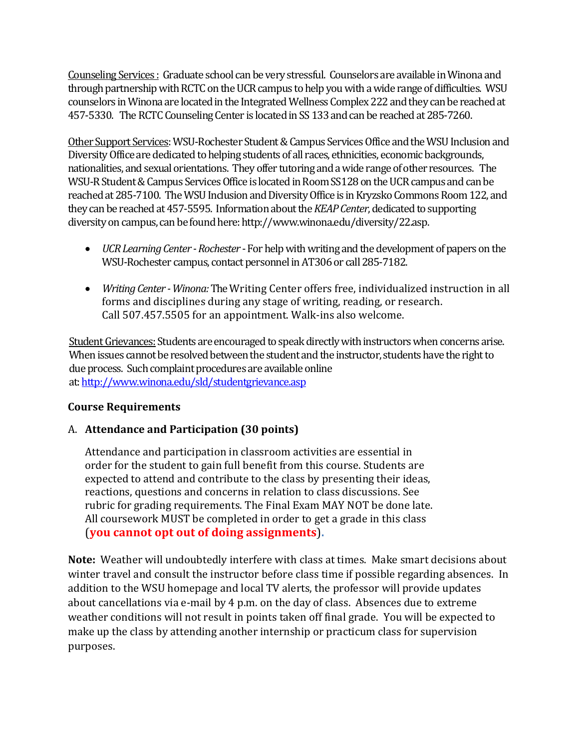Counseling Services : Graduate school can be very stressful. Counselors are available in Winona and through partnership with RCTC on the UCR campus to help you with a wide range of difficulties. WSU counselors in Winona are located in the Integrated Wellness Complex 222 and they can be reached at 457-5330. The RCTC Counseling Center is located in SS 133 and can be reached at 285-7260.

Other Support Services: WSU-Rochester Student & Campus Services Office and the WSU Inclusion and Diversity Office are dedicated to helping students of all races, ethnicities, economic backgrounds, nationalities, and sexual orientations. They offer tutoring and a wide range of other resources. The WSU-R Student & Campus Services Office is located in Room SS128 on the UCR campus and can be reached at 285-7100. The WSU Inclusion and Diversity Office is in Kryzsko Commons Room 122, and they can be reached at 457-5595. Information about the *KEAP Center*, dedicated to supporting diversity on campus, can be found here: http://www.winona.edu/diversity/22.asp.

- *UCR Learning Center - Rochester* - For help with writing and the development of papers on the WSU-Rochester campus, contact personnel in AT306 or call 285-7182.
- *Writing Center - Winona:* The Writing Center offers free, individualized instruction in all forms and disciplines during any stage of writing, reading, or research. Call 507.457.5505 for an appointment. Walk-ins also welcome.

Student Grievances: Students are encouraged to speak directly with instructors when concerns arise. When issues cannot be resolved between the student and the instructor, students have the right to due process. Such complaint procedures are available online at: http://www.winona.edu/sld/studentgrievance.asp

**Course Requirements**

A. **Attendance and Participation (30 points)**

Attendance and participation in classroom activities are essential in order for the student to gain full benefit from this course. Students are expected to attend and contribute to the class by presenting their ideas, reactions, questions and concerns in relation to class discussions. See rubric for grading requirements. The Final Exam MAY NOT be done late. All coursework MUST be completed in order to get a grade in this class (**you cannot opt out of doing assignments**).

**Note:** Weather will undoubtedly interfere with class at times. Make smart decisions about winter travel and consult the instructor before class time if possible regarding absences. In addition to the WSU homepage and local TV alerts, the professor will provide updates about cancellations via e-mail by 4 p.m. on the day of class. Absences due to extreme weather conditions will not result in points taken off final grade. You will be expected to make up the class by attending another internship or practicum class for supervision purposes.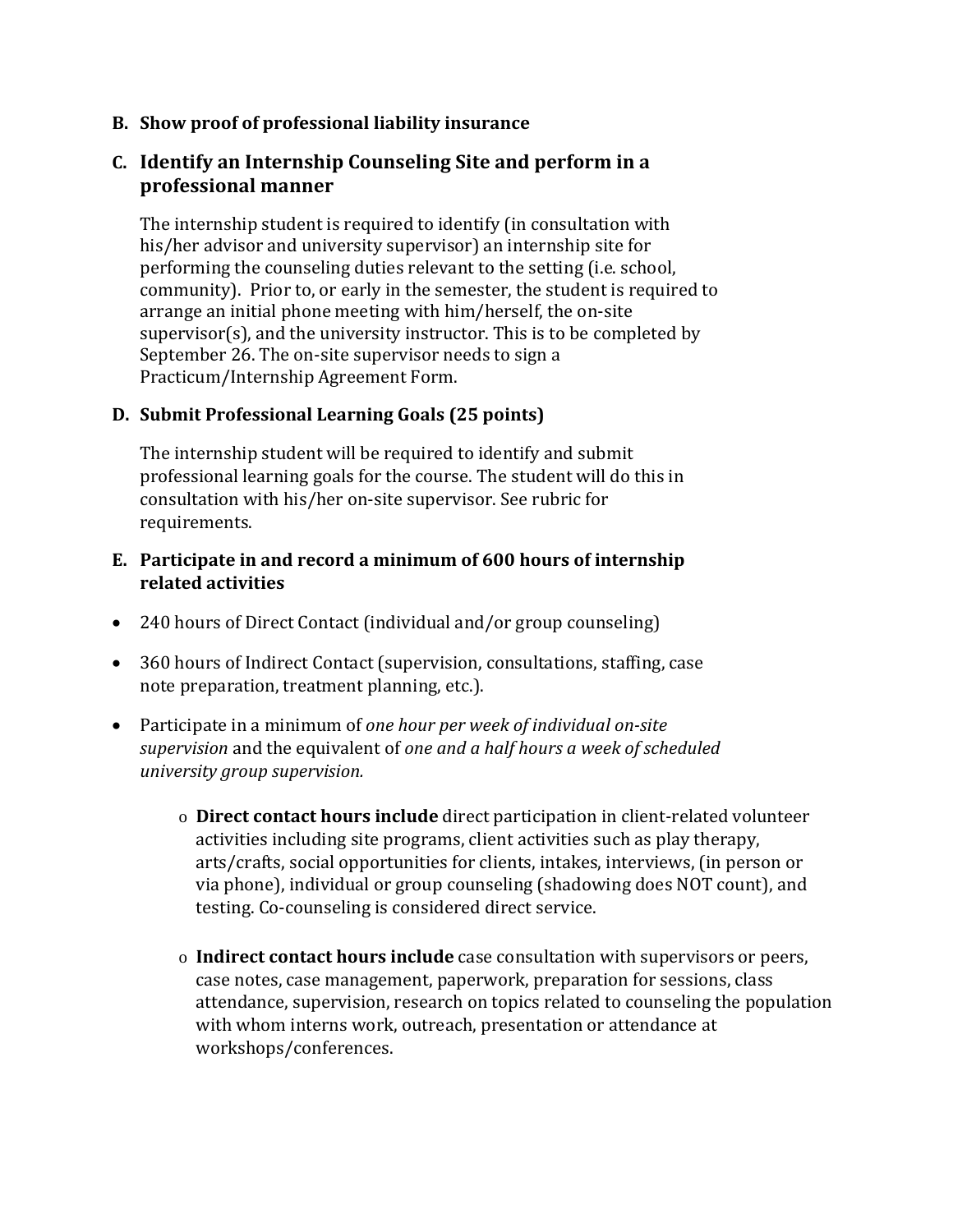**B. Show proof of professional liability insurance**

## C. Identify an Internship Counseling Site and perform in a professional manner

The internship student is required to identify (in consultation with his/her advisor and university supervisor) an internship site for performing the counseling duties relevant to the setting (i.e. school, community). Prior to, or early in the semester, the student is required to arrange an initial phone meeting with him/herself, the on-site supervisor(s), and the university instructor. This is to be completed by September 26. The on-site supervisor needs to sign a Practicum/Internship Agreement Form.

**D. Submit Professional Learning Goals (25 points)**

The internship student will be required to identify and submit professional learning goals for the course. The student will do this in consultation with his/her on-site supervisor. See rubric for requirements.

**E. Participate in and record a minimum of 600 hours of internship related activities**

- 240 hours of Direct Contact (individual and/or group counseling)
- 360 hours of Indirect Contact (supervision, consultations, staffing, case note preparation, treatment planning, etc.).
- Participate in a minimum of *one hour per week of individual on-site supervision* and the equivalent of *one and a half hours a week of scheduled university group supervision.*
    - **Direct contact hours include** direct participation in client-related volunteer activities including site programs, client activities such as play therapy, arts/crafts, social opportunities for clients, intakes, interviews, (in person or via phone), individual or group counseling (shadowing does NOT count), and testing. Co-counseling is considered direct service.
    - **Indirect contact hours include** case consultation with supervisors or peers, case notes, case management, paperwork, preparation for sessions, class attendance, supervision, research on topics related to counseling the population with whom interns work, outreach, presentation or attendance at workshops/conferences.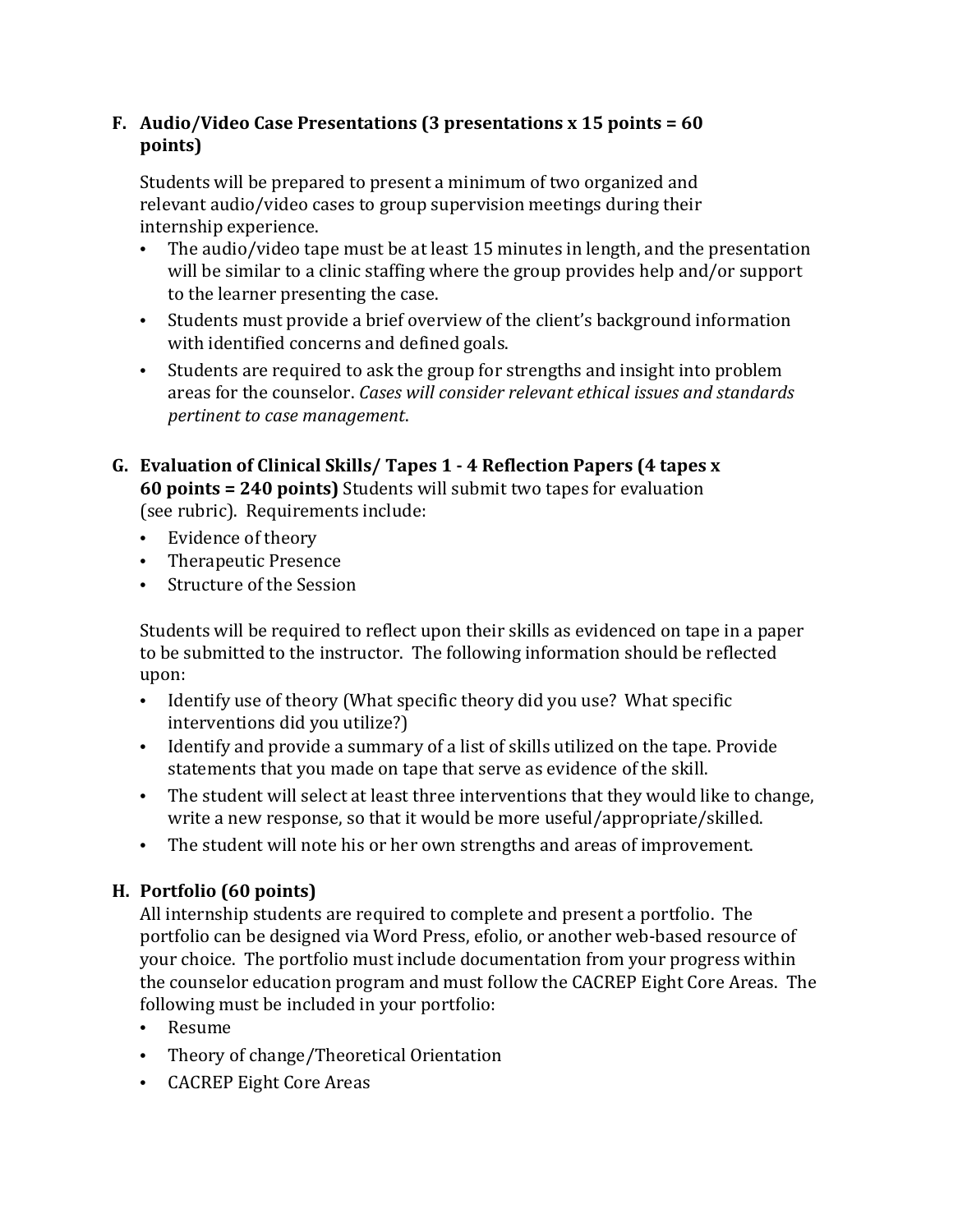**F. Audio/Video Case Presentations (3 presentations x 15 points = 60 points)**

Students will be prepared to present a minimum of two organized and relevant audio/video cases to group supervision meetings during their internship experience.

- The audio/video tape must be at least 15 minutes in length, and the presentation will be similar to a clinic staffing where the group provides help and/or support to the learner presenting the case.
- Students must provide a brief overview of the client's background information with identified concerns and defined goals.
- Students are required to ask the group for strengths and insight into problem areas for the counselor. *Cases will consider relevant ethical issues and standards pertinent to case management*.

**G. Evaluation of Clinical Skills/ Tapes 1 - 4 Reflection Papers (4 tapes x 60 points = 240 points)** Students will submit two tapes for evaluation (see rubric). Requirements include:

- Evidence of theory
- Therapeutic Presence
- Structure of the Session

Students will be required to reflect upon their skills as evidenced on tape in a paper to be submitted to the instructor. The following information should be reflected upon:

- Identify use of theory (What specific theory did you use? What specific interventions did you utilize?)
- Identify and provide a summary of a list of skills utilized on the tape. Provide statements that you made on tape that serve as evidence of the skill.
- The student will select at least three interventions that they would like to change, write a new response, so that it would be more useful/appropriate/skilled.
- The student will note his or her own strengths and areas of improvement.

**H. Portfolio (60 points)**

All internship students are required to complete and present a portfolio. The portfolio can be designed via Word Press, efolio, or another web-based resource of your choice. The portfolio must include documentation from your progress within the counselor education program and must follow the CACREP Eight Core Areas. The following must be included in your portfolio:

- Resume
- Theory of change/Theoretical Orientation
- CACREP Eight Core Areas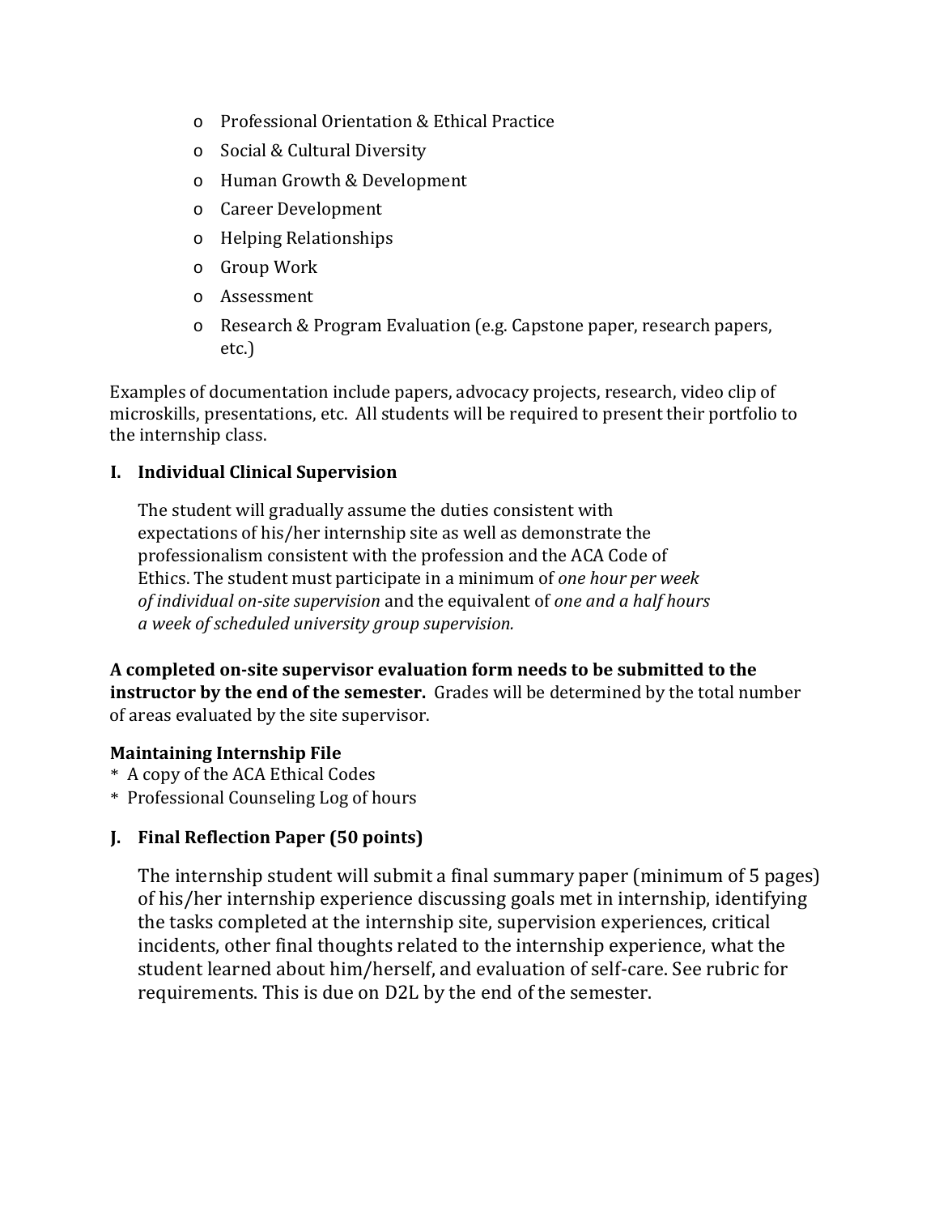- Professional Orientation & Ethical Practice
- Social & Cultural Diversity
- Human Growth & Development
- Career Development
- Helping Relationships
- Group Work
- Assessment
- Research & Program Evaluation (e.g. Capstone paper, research papers, etc.)

Examples of documentation include papers, advocacy projects, research, video clip of microskills, presentations, etc. All students will be required to present their portfolio to the internship class.

### I. Individual Clinical Supervision

The student will gradually assume the duties consistent with expectations of his/her internship site as well as demonstrate the professionalism consistent with the profession and the ACA Code of Ethics. The student must participate in a minimum of *one hour per week of individual on-site supervision* and the equivalent of *one and a half hours a week of scheduled university group supervision.*

**A completed on-site supervisor evaluation form needs to be submitted to the instructor by the end of the semester.** Grades will be determined by the total number of areas evaluated by the site supervisor.

**Maintaining Internship File**

- A copy of the ACA Ethical Codes
- Professional Counseling Log of hours

### J. Final Reflection Paper (50 points)

The internship student will submit a final summary paper (minimum of 5 pages) of his/her internship experience discussing goals met in internship, identifying the tasks completed at the internship site, supervision experiences, critical incidents, other final thoughts related to the internship experience, what the student learned about him/herself, and evaluation of self-care. See rubric for requirements. This is due on D2L by the end of the semester.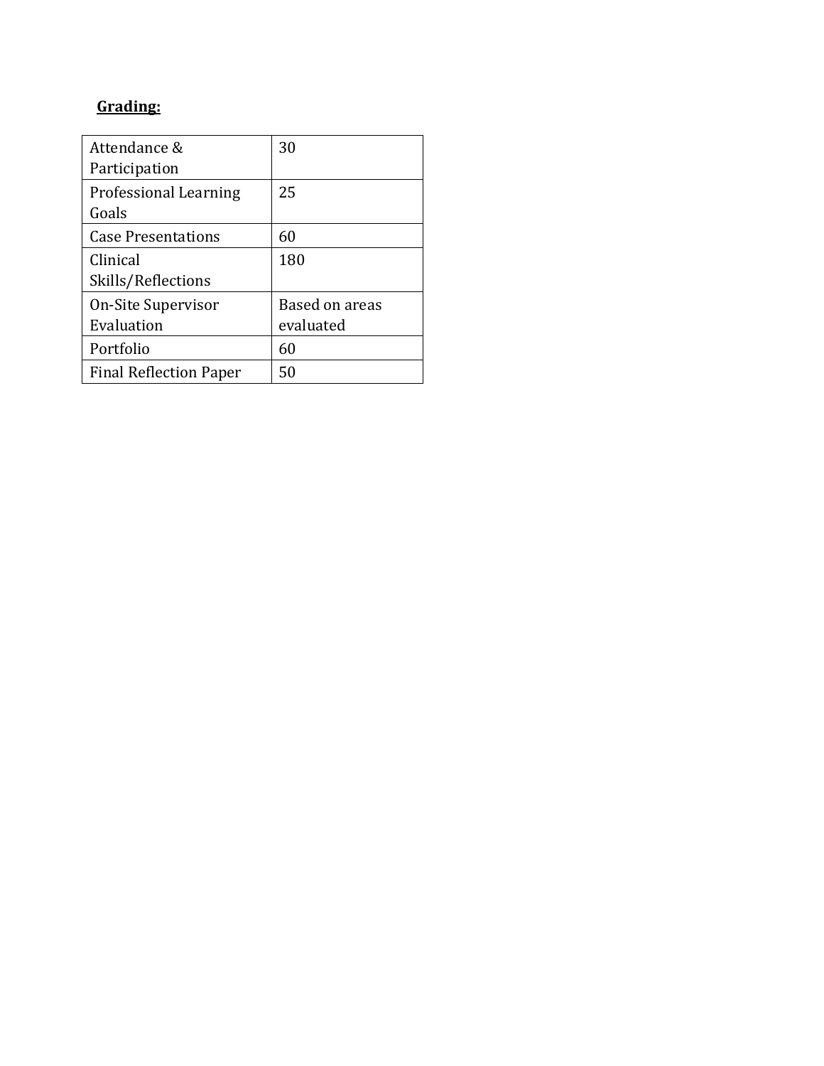**Grading:**

| | |
|---|---|
| Attendance & Participation | 30 |
| Professional Learning Goals | 25 |
| Case Presentations | 60 |
| Clinical Skills/Reflections | 180 |
| On-Site Supervisor Evaluation | Based on areas evaluated |
| Portfolio | 60 |
| Final Reflection Paper | 50 |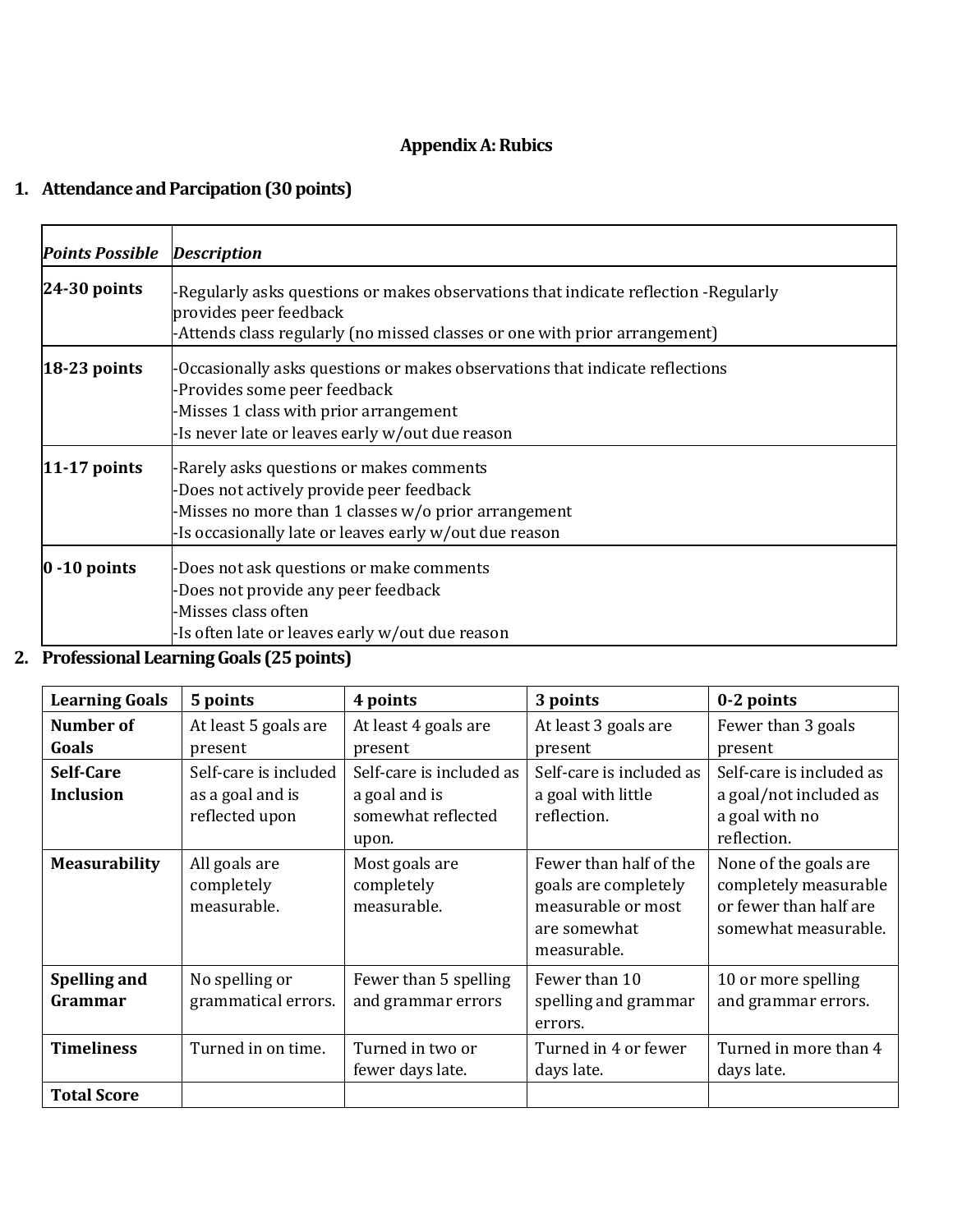## Appendix A: Rubics

### 1. Attendance and Parcipation (30 points)

| ***Points Possible*** | ***Description*** |
|---|---|
| **24-30 points** | -Regularly asks questions or makes observations that indicate reflection -Regularly provides peer feedback<br>-Attends class regularly (no missed classes or one with prior arrangement) |
| **18-23 points** | -Occasionally asks questions or makes observations that indicate reflections<br>-Provides some peer feedback<br>-Misses 1 class with prior arrangement<br>-Is never late or leaves early w/out due reason |
| **11-17 points** | -Rarely asks questions or makes comments<br>-Does not actively provide peer feedback<br>-Misses no more than 1 classes w/o prior arrangement<br>-Is occasionally late or leaves early w/out due reason |
| **0 -10 points** | -Does not ask questions or make comments<br>-Does not provide any peer feedback<br>-Misses class often<br>-Is often late or leaves early w/out due reason |

### 2. Professional Learning Goals (25 points)

| **Learning Goals** | **5 points** | **4 points** | **3 points** | **0-2 points** |
|---|---|---|---|---|
| **Number of Goals** | At least 5 goals are present | At least 4 goals are present | At least 3 goals are present | Fewer than 3 goals present |
| **Self-Care Inclusion** | Self-care is included as a goal and is reflected upon | Self-care is included as a goal and is somewhat reflected upon. | Self-care is included as a goal with little reflection. | Self-care is included as a goal/not included as a goal with no reflection. |
| **Measurability** | All goals are completely measurable. | Most goals are completely measurable. | Fewer than half of the goals are completely measurable or most are somewhat measurable. | None of the goals are completely measurable or fewer than half are somewhat measurable. |
| **Spelling and Grammar** | No spelling or grammatical errors. | Fewer than 5 spelling and grammar errors | Fewer than 10 spelling and grammar errors. | 10 or more spelling and grammar errors. |
| **Timeliness** | Turned in on time. | Turned in two or fewer days late. | Turned in 4 or fewer days late. | Turned in more than 4 days late. |
| **Total Score** | | | | |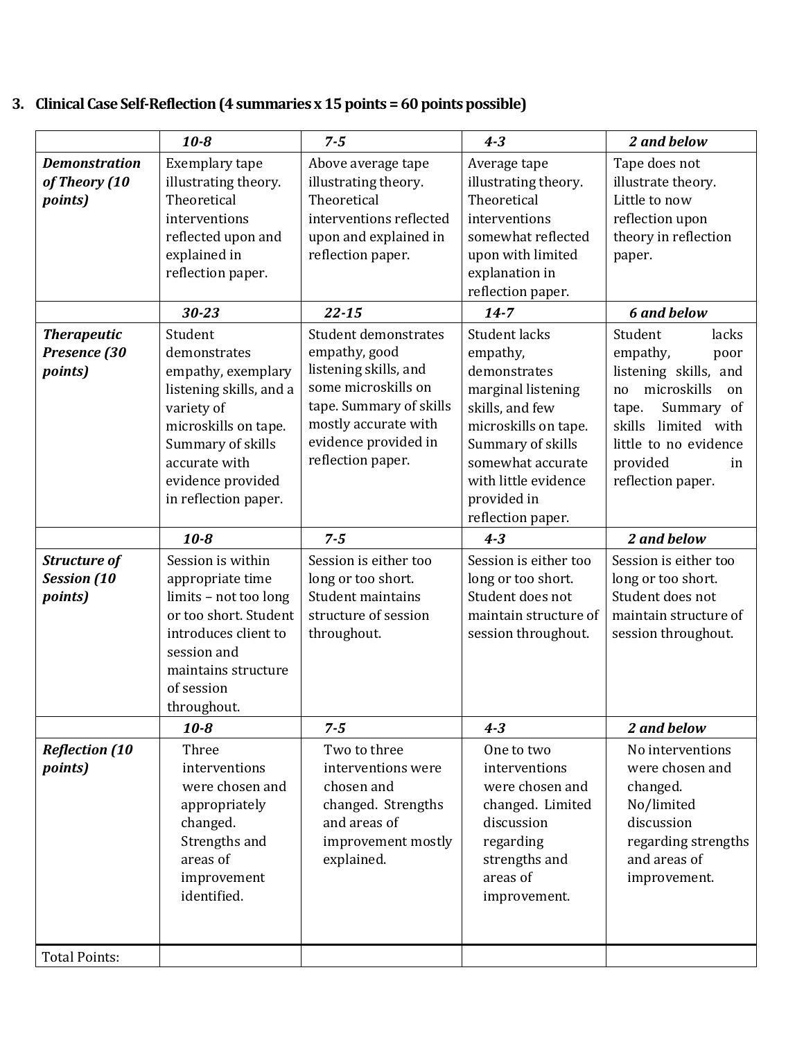### 3. Clinical Case Self-Reflection (4 summaries x 15 points = 60 points possible)

| | ***10-8*** | ***7-5*** | ***4-3*** | ***2 and below*** |
|---|---|---|---|---|
| ***Demonstration of Theory (10 points)*** | Exemplary tape illustrating theory. Theoretical interventions reflected upon and explained in reflection paper. | Above average tape illustrating theory. Theoretical interventions reflected upon and explained in reflection paper. | Average tape illustrating theory. Theoretical interventions somewhat reflected upon with limited explanation in reflection paper. | Tape does not illustrate theory. Little to now reflection upon theory in reflection paper. |
| | ***30-23*** | ***22-15*** | ***14-7*** | ***6 and below*** |
| ***Therapeutic Presence (30 points)*** | Student demonstrates empathy, exemplary listening skills, and a variety of microskills on tape. Summary of skills accurate with evidence provided in reflection paper. | Student demonstrates empathy, good listening skills, and some microskills on tape. Summary of skills mostly accurate with evidence provided in reflection paper. | Student lacks empathy, demonstrates marginal listening skills, and few microskills on tape. Summary of skills somewhat accurate with little evidence provided in reflection paper. | Student lacks empathy, poor listening skills, and no microskills on tape. Summary of skills limited with little to no evidence provided in reflection paper. |
| | ***10-8*** | ***7-5*** | ***4-3*** | ***2 and below*** |
| ***Structure of Session (10 points)*** | Session is within appropriate time limits – not too long or too short. Student introduces client to session and maintains structure of session throughout. | Session is either too long or too short. Student maintains structure of session throughout. | Session is either too long or too short. Student does not maintain structure of session throughout. | Session is either too long or too short. Student does not maintain structure of session throughout. |
| | ***10-8*** | ***7-5*** | ***4-3*** | ***2 and below*** |
| ***Reflection (10 points)*** | Three interventions were chosen and appropriately changed. Strengths and areas of improvement identified. | Two to three interventions were chosen and changed. Strengths and areas of improvement mostly explained. | One to two interventions were chosen and changed. Limited discussion regarding strengths and areas of improvement. | No interventions were chosen and changed. No/limited discussion regarding strengths and areas of improvement. |
| Total Points: | | | | |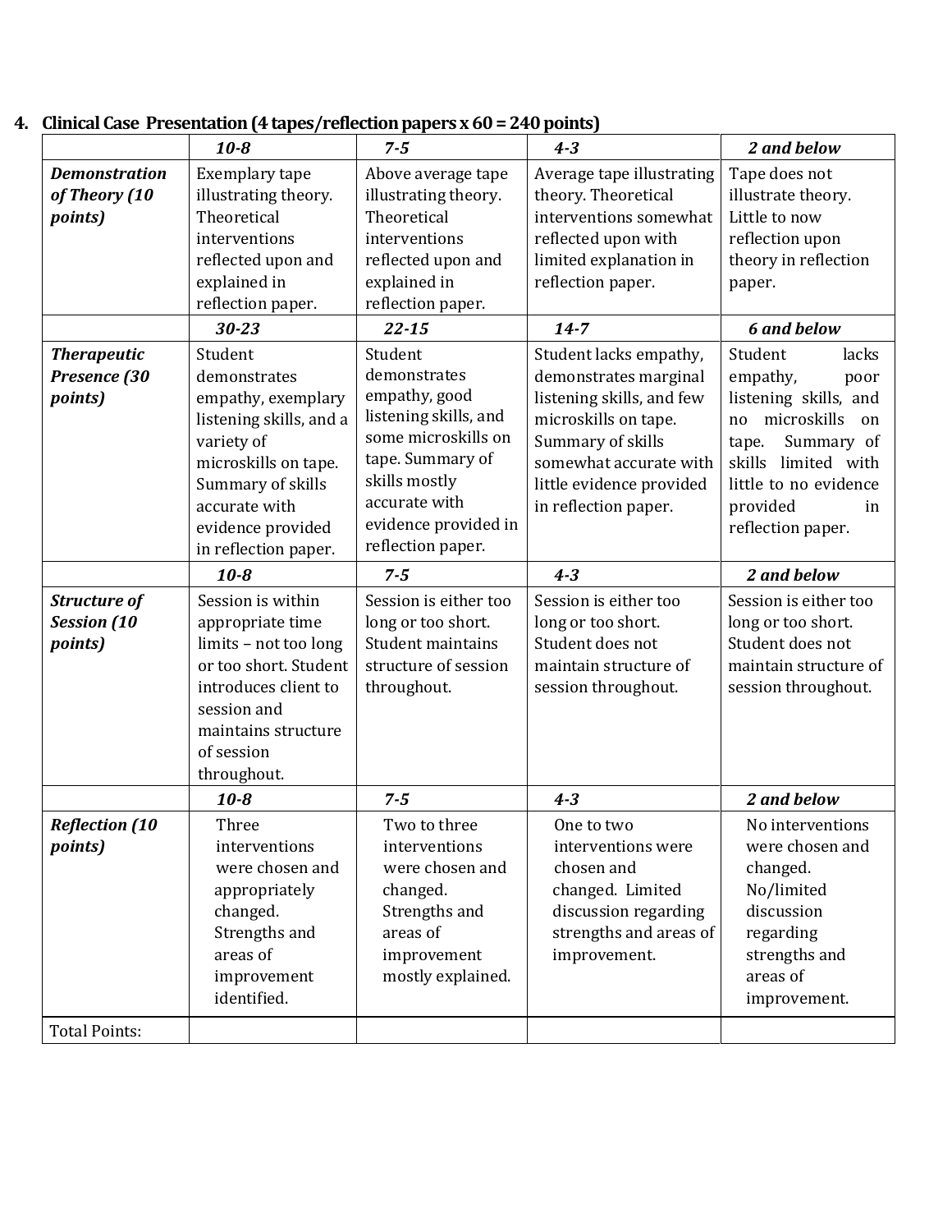4. **Clinical Case Presentation (4 tapes/reflection papers x 60 = 240 points)**

| | ***10-8*** | ***7-5*** | ***4-3*** | ***2 and below*** |
|---|---|---|---|---|
| ***Demonstration of Theory (10 points)*** | Exemplary tape illustrating theory. Theoretical interventions reflected upon and explained in reflection paper. | Above average tape illustrating theory. Theoretical interventions reflected upon and explained in reflection paper. | Average tape illustrating theory. Theoretical interventions somewhat reflected upon with limited explanation in reflection paper. | Tape does not illustrate theory. Little to now reflection upon theory in reflection paper. |
| | ***30-23*** | ***22-15*** | ***14-7*** | ***6 and below*** |
| ***Therapeutic Presence (30 points)*** | Student demonstrates empathy, exemplary listening skills, and a variety of microskills on tape. Summary of skills accurate with evidence provided in reflection paper. | Student demonstrates empathy, good listening skills, and some microskills on tape. Summary of skills mostly accurate with evidence provided in reflection paper. | Student lacks empathy, demonstrates marginal listening skills, and few microskills on tape. Summary of skills somewhat accurate with little evidence provided in reflection paper. | Student lacks empathy, poor listening skills, and no microskills on tape. Summary of skills limited with little to no evidence provided in reflection paper. |
| | ***10-8*** | ***7-5*** | ***4-3*** | ***2 and below*** |
| ***Structure of Session (10 points)*** | Session is within appropriate time limits – not too long or too short. Student introduces client to session and maintains structure of session throughout. | Session is either too long or too short. Student maintains structure of session throughout. | Session is either too long or too short. Student does not maintain structure of session throughout. | Session is either too long or too short. Student does not maintain structure of session throughout. |
| | ***10-8*** | ***7-5*** | ***4-3*** | ***2 and below*** |
| ***Reflection (10 points)*** | Three interventions were chosen and appropriately changed. Strengths and areas of improvement identified. | Two to three interventions were chosen and changed. Strengths and areas of improvement mostly explained. | One to two interventions were chosen and changed. Limited discussion regarding strengths and areas of improvement. | No interventions were chosen and changed. No/limited discussion regarding strengths and areas of improvement. |
| Total Points: | | | | |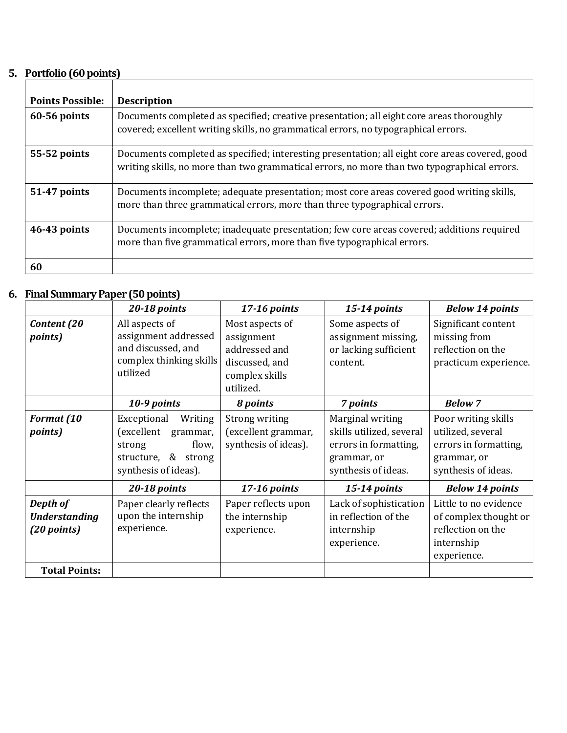5. **Portfolio (60 points)**

| **Points Possible:** | **Description** |
|---|---|
| **60-56 points** | Documents completed as specified; creative presentation; all eight core areas thoroughly covered; excellent writing skills, no grammatical errors, no typographical errors. |
| **55-52 points** | Documents completed as specified; interesting presentation; all eight core areas covered, good writing skills, no more than two grammatical errors, no more than two typographical errors. |
| **51-47 points** | Documents incomplete; adequate presentation; most core areas covered good writing skills, more than three grammatical errors, more than three typographical errors. |
| **46-43 points** | Documents incomplete; inadequate presentation; few core areas covered; additions required more than five grammatical errors, more than five typographical errors. |
| **60** | |

6. **Final Summary Paper (50 points)**

| | ***20-18 points*** | ***17-16 points*** | ***15-14 points*** | ***Below 14 points*** |
|---|---|---|---|---|
| ***Content (20 points)*** | All aspects of assignment addressed and discussed, and complex thinking skills utilized | Most aspects of assignment addressed and discussed, and complex skills utilized. | Some aspects of assignment missing, or lacking sufficient content. | Significant content missing from reflection on the practicum experience. |
| | ***10-9 points*** | ***8 points*** | ***7 points*** | ***Below 7*** |
| ***Format (10 points)*** | Exceptional Writing (excellent grammar, strong flow, structure, & strong synthesis of ideas). | Strong writing (excellent grammar, synthesis of ideas). | Marginal writing skills utilized, several errors in formatting, grammar, or synthesis of ideas. | Poor writing skills utilized, several errors in formatting, grammar, or synthesis of ideas. |
| | ***20-18 points*** | ***17-16 points*** | ***15-14 points*** | ***Below 14 points*** |
| ***Depth of Understanding (20 points)*** | Paper clearly reflects upon the internship experience. | Paper reflects upon the internship experience. | Lack of sophistication in reflection of the internship experience. | Little to no evidence of complex thought or reflection on the internship experience. |
| **Total Points:** | | | | |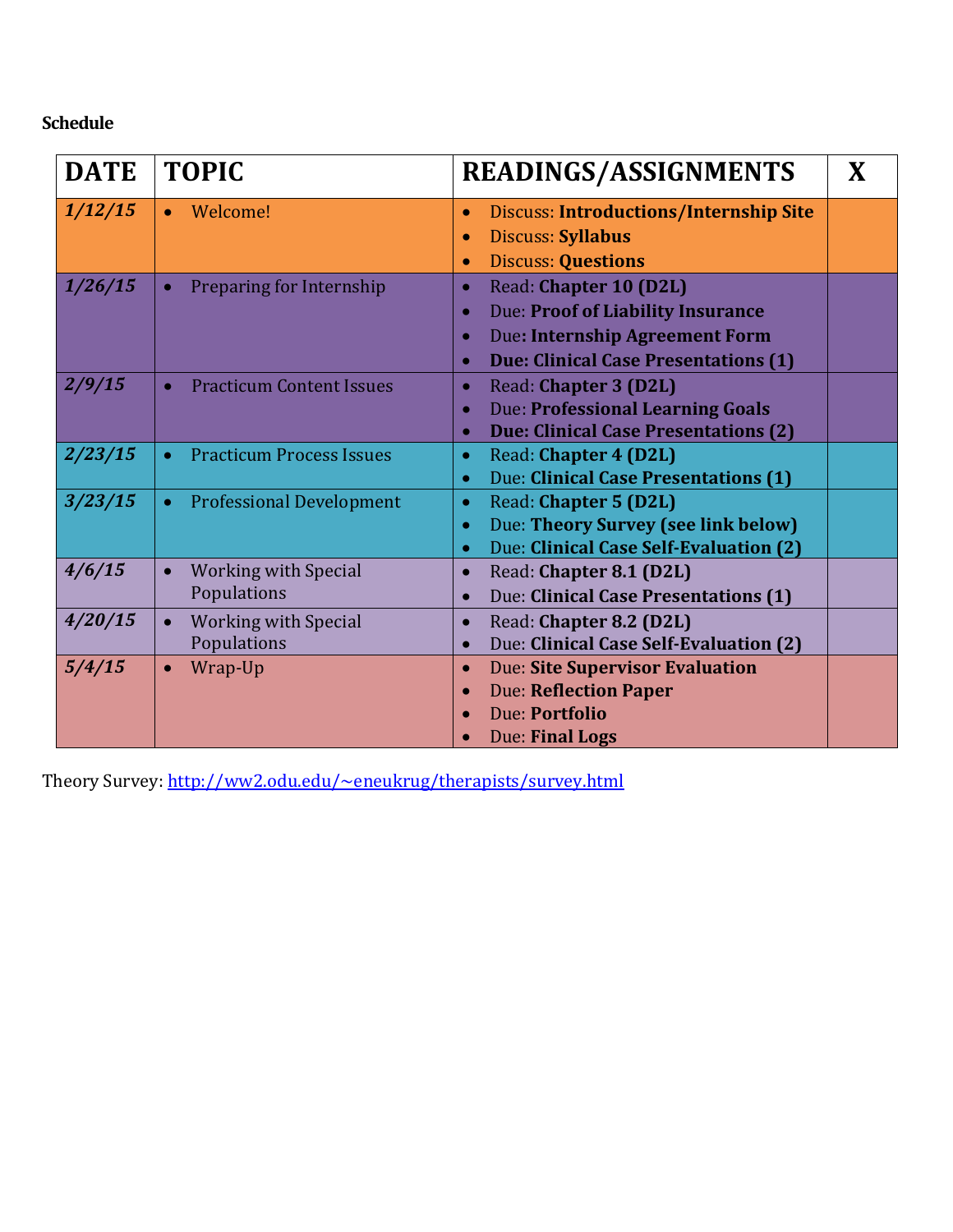**Schedule**

| DATE | TOPIC | READINGS/ASSIGNMENTS | X |
|---|---|---|---|
| ***1/12/15*** | • Welcome! | • Discuss: **Introductions/Internship Site**<br>• Discuss: **Syllabus**<br>• Discuss: **Questions** | |
| ***1/26/15*** | • Preparing for Internship | • Read: **Chapter 10 (D2L)**<br>• Due: **Proof of Liability Insurance**<br>• Due**: Internship Agreement Form**<br>• **Due: Clinical Case Presentations (1)** | |
| ***2/9/15*** | • Practicum Content Issues | • Read: **Chapter 3 (D2L)**<br>• Due: **Professional Learning Goals**<br>• **Due: Clinical Case Presentations (2)** | |
| ***2/23/15*** | • Practicum Process Issues | • Read: **Chapter 4 (D2L)**<br>• Due: **Clinical Case Presentations (1)** | |
| ***3/23/15*** | • Professional Development | • Read: **Chapter 5 (D2L)**<br>• Due: **Theory Survey (see link below)**<br>• Due: **Clinical Case Self-Evaluation (2)** | |
| ***4/6/15*** | • Working with Special Populations | • Read: **Chapter 8.1 (D2L)**<br>• Due: **Clinical Case Presentations (1)** | |
| ***4/20/15*** | • Working with Special Populations | • Read: **Chapter 8.2 (D2L)**<br>• Due: **Clinical Case Self-Evaluation (2)** | |
| ***5/4/15*** | • Wrap-Up | • Due: **Site Supervisor Evaluation**<br>• Due: **Reflection Paper**<br>• Due: **Portfolio**<br>• Due: **Final Logs** | |

Theory Survey: http://ww2.odu.edu/~eneukrug/therapists/survey.html